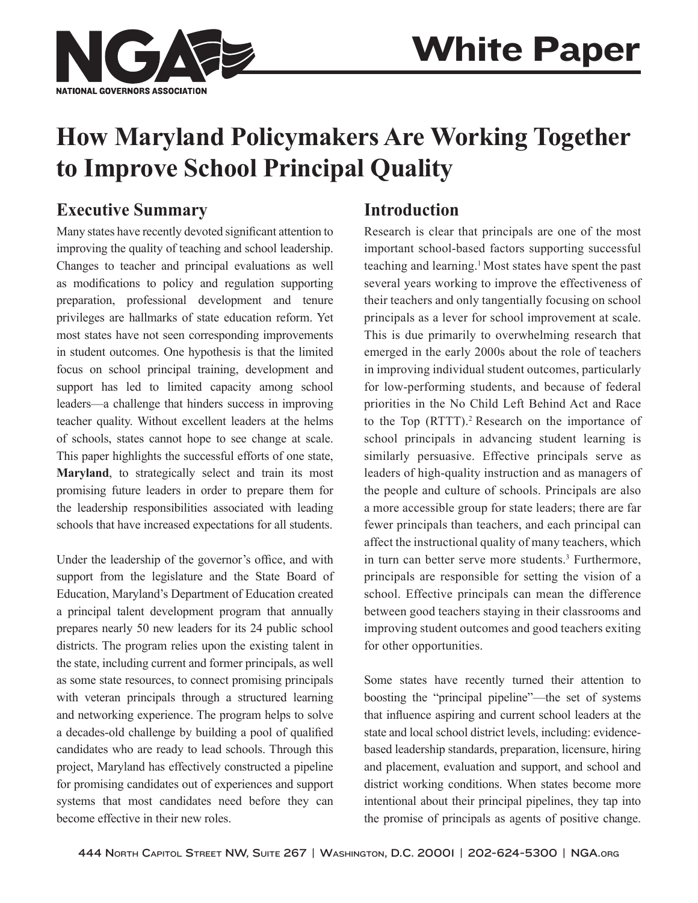# How Maryland Policymakers Are Working Together to Improve School Principal Quality

## Executive Summary

Many states have recently devoted significant attention to improving the quality of teaching and school leadership. Changes to teacher and principal evaluations as well as modifications to policy and regulation supporting preparation, professional development and tenure privileges are hallmarks of state education reform. Yet most states have not seen corresponding improvements in student outcomes. One hypothesis is that the limited focus on school principal training, development and support has led to limited capacity among school leaders—a challenge that hinders success in improving teacher quality. Without excellent leaders at the helms of schools, states cannot hope to see change at scale. This paper highlights the successful efforts of one state, **Maryland**, to strategically select and train its most promising future leaders in order to prepare them for the leadership responsibilities associated with leading schools that have increased expectations for all students.

Under the leadership of the governor's office, and with support from the legislature and the State Board of Education, Maryland's Department of Education created a principal talent development program that annually prepares nearly 50 new leaders for its 24 public school districts. The program relies upon the existing talent in the state, including current and former principals, as well as some state resources, to connect promising principals with veteran principals through a structured learning and networking experience. The program helps to solve a decades-old challenge by building a pool of qualified candidates who are ready to lead schools. Through this project, Maryland has effectively constructed a pipeline for promising candidates out of experiences and support systems that most candidates need before they can become effective in their new roles.

## Introduction

Research is clear that principals are one of the most important school-based factors supporting successful teaching and learning.[1] Most states have spent the past several years working to improve the effectiveness of their teachers and only tangentially focusing on school principals as a lever for school improvement at scale. This is due primarily to overwhelming research that emerged in the early 2000s about the role of teachers in improving individual student outcomes, particularly for low-performing students, and because of federal priorities in the No Child Left Behind Act and Race to the Top (RTTT).[2] Research on the importance of school principals in advancing student learning is similarly persuasive. Effective principals serve as leaders of high-quality instruction and as managers of the people and culture of schools. Principals are also a more accessible group for state leaders; there are far fewer principals than teachers, and each principal can affect the instructional quality of many teachers, which in turn can better serve more students.[3] Furthermore, principals are responsible for setting the vision of a school. Effective principals can mean the difference between good teachers staying in their classrooms and improving student outcomes and good teachers exiting for other opportunities.

Some states have recently turned their attention to boosting the "principal pipeline"—the set of systems that influence aspiring and current school leaders at the state and local school district levels, including: evidence-based leadership standards, preparation, licensure, hiring and placement, evaluation and support, and school and district working conditions. When states become more intentional about their principal pipelines, they tap into the promise of principals as agents of positive change.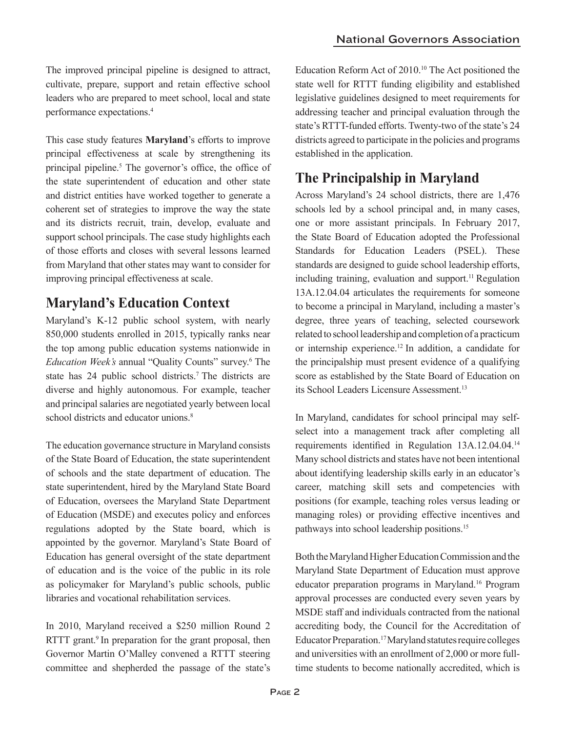The improved principal pipeline is designed to attract, cultivate, prepare, support and retain effective school leaders who are prepared to meet school, local and state performance expectations.[4]

This case study features **Maryland**'s efforts to improve principal effectiveness at scale by strengthening its principal pipeline.[5] The governor's office, the office of the state superintendent of education and other state and district entities have worked together to generate a coherent set of strategies to improve the way the state and its districts recruit, train, develop, evaluate and support school principals. The case study highlights each of those efforts and closes with several lessons learned from Maryland that other states may want to consider for improving principal effectiveness at scale.

## Maryland's Education Context

Maryland's K-12 public school system, with nearly 850,000 students enrolled in 2015, typically ranks near the top among public education systems nationwide in *Education Week's* annual "Quality Counts" survey.[6] The state has 24 public school districts.[7] The districts are diverse and highly autonomous. For example, teacher and principal salaries are negotiated yearly between local school districts and educator unions.[8]

The education governance structure in Maryland consists of the State Board of Education, the state superintendent of schools and the state department of education. The state superintendent, hired by the Maryland State Board of Education, oversees the Maryland State Department of Education (MSDE) and executes policy and enforces regulations adopted by the State board, which is appointed by the governor. Maryland's State Board of Education has general oversight of the state department of education and is the voice of the public in its role as policymaker for Maryland's public schools, public libraries and vocational rehabilitation services.

In 2010, Maryland received a $250 million Round 2 RTTT grant.[9] In preparation for the grant proposal, then Governor Martin O'Malley convened a RTTT steering committee and shepherded the passage of the state's Education Reform Act of 2010.[10] The Act positioned the state well for RTTT funding eligibility and established legislative guidelines designed to meet requirements for addressing teacher and principal evaluation through the state's RTTT-funded efforts. Twenty-two of the state's 24 districts agreed to participate in the policies and programs established in the application.

## The Principalship in Maryland

Across Maryland's 24 school districts, there are 1,476 schools led by a school principal and, in many cases, one or more assistant principals. In February 2017, the State Board of Education adopted the Professional Standards for Education Leaders (PSEL). These standards are designed to guide school leadership efforts, including training, evaluation and support.[11] Regulation 13A.12.04.04 articulates the requirements for someone to become a principal in Maryland, including a master's degree, three years of teaching, selected coursework related to school leadership and completion of a practicum or internship experience.[12] In addition, a candidate for the principalship must present evidence of a qualifying score as established by the State Board of Education on its School Leaders Licensure Assessment.[13]

In Maryland, candidates for school principal may self-select into a management track after completing all requirements identified in Regulation 13A.12.04.04.[14] Many school districts and states have not been intentional about identifying leadership skills early in an educator's career, matching skill sets and competencies with positions (for example, teaching roles versus leading or managing roles) or providing effective incentives and pathways into school leadership positions.[15]

Both the Maryland Higher Education Commission and the Maryland State Department of Education must approve educator preparation programs in Maryland.[16] Program approval processes are conducted every seven years by MSDE staff and individuals contracted from the national accrediting body, the Council for the Accreditation of Educator Preparation.[17] Maryland statutes require colleges and universities with an enrollment of 2,000 or more full-time students to become nationally accredited, which is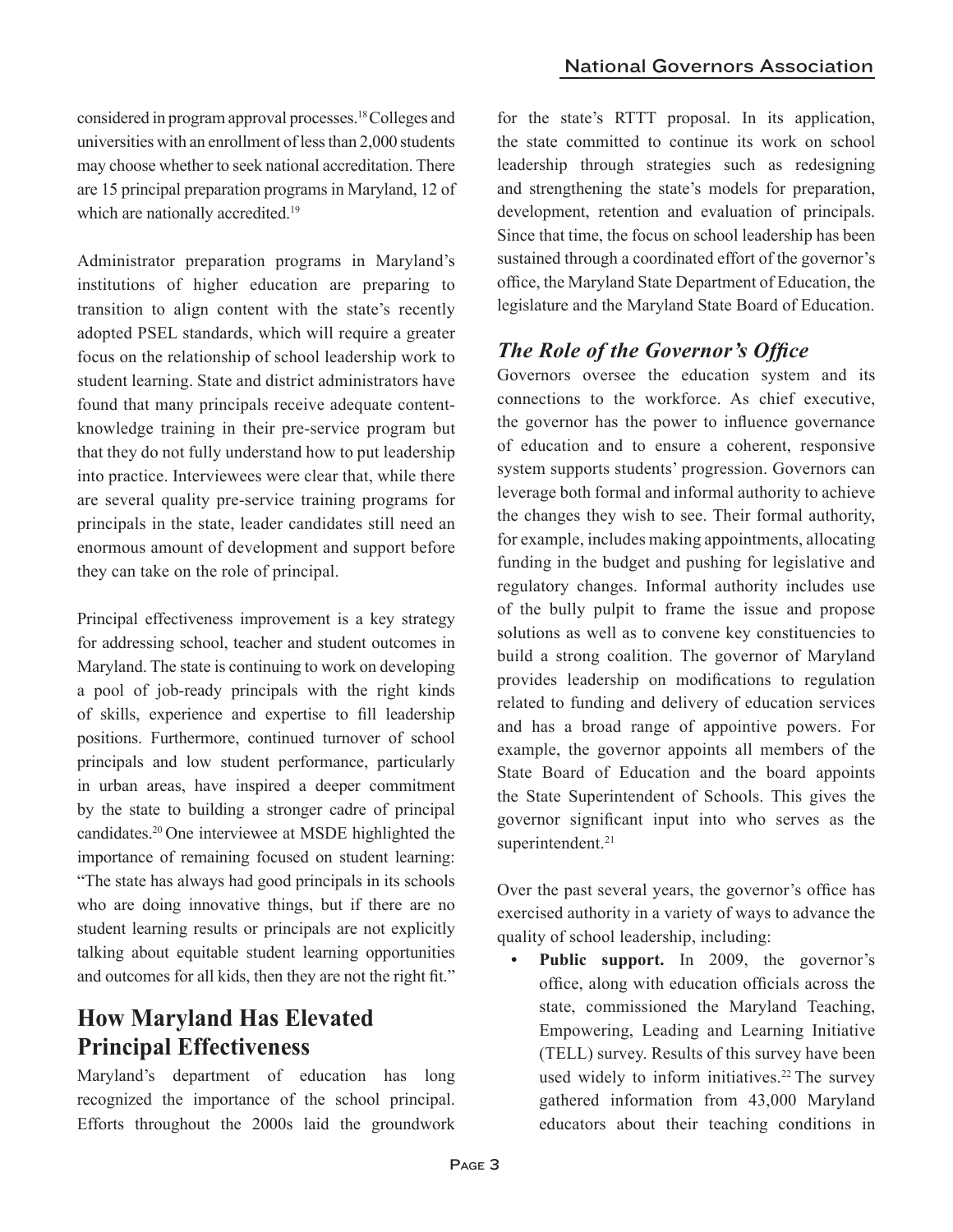considered in program approval processes.[18] Colleges and universities with an enrollment of less than 2,000 students may choose whether to seek national accreditation. There are 15 principal preparation programs in Maryland, 12 of which are nationally accredited.[19]

Administrator preparation programs in Maryland's institutions of higher education are preparing to transition to align content with the state's recently adopted PSEL standards, which will require a greater focus on the relationship of school leadership work to student learning. State and district administrators have found that many principals receive adequate content-knowledge training in their pre-service program but that they do not fully understand how to put leadership into practice. Interviewees were clear that, while there are several quality pre-service training programs for principals in the state, leader candidates still need an enormous amount of development and support before they can take on the role of principal.

Principal effectiveness improvement is a key strategy for addressing school, teacher and student outcomes in Maryland. The state is continuing to work on developing a pool of job-ready principals with the right kinds of skills, experience and expertise to fill leadership positions. Furthermore, continued turnover of school principals and low student performance, particularly in urban areas, have inspired a deeper commitment by the state to building a stronger cadre of principal candidates.[20] One interviewee at MSDE highlighted the importance of remaining focused on student learning: "The state has always had good principals in its schools who are doing innovative things, but if there are no student learning results or principals are not explicitly talking about equitable student learning opportunities and outcomes for all kids, then they are not the right fit."

## How Maryland Has Elevated Principal Effectiveness

Maryland's department of education has long recognized the importance of the school principal. Efforts throughout the 2000s laid the groundwork for the state's RTTT proposal. In its application, the state committed to continue its work on school leadership through strategies such as redesigning and strengthening the state's models for preparation, development, retention and evaluation of principals. Since that time, the focus on school leadership has been sustained through a coordinated effort of the governor's office, the Maryland State Department of Education, the legislature and the Maryland State Board of Education.

### *The Role of the Governor's Office*

Governors oversee the education system and its connections to the workforce. As chief executive, the governor has the power to influence governance of education and to ensure a coherent, responsive system supports students' progression. Governors can leverage both formal and informal authority to achieve the changes they wish to see. Their formal authority, for example, includes making appointments, allocating funding in the budget and pushing for legislative and regulatory changes. Informal authority includes use of the bully pulpit to frame the issue and propose solutions as well as to convene key constituencies to build a strong coalition. The governor of Maryland provides leadership on modifications to regulation related to funding and delivery of education services and has a broad range of appointive powers. For example, the governor appoints all members of the State Board of Education and the board appoints the State Superintendent of Schools. This gives the governor significant input into who serves as the superintendent.[21]

Over the past several years, the governor's office has exercised authority in a variety of ways to advance the quality of school leadership, including:

- **Public support.** In 2009, the governor's office, along with education officials across the state, commissioned the Maryland Teaching, Empowering, Leading and Learning Initiative (TELL) survey. Results of this survey have been used widely to inform initiatives.[22] The survey gathered information from 43,000 Maryland educators about their teaching conditions in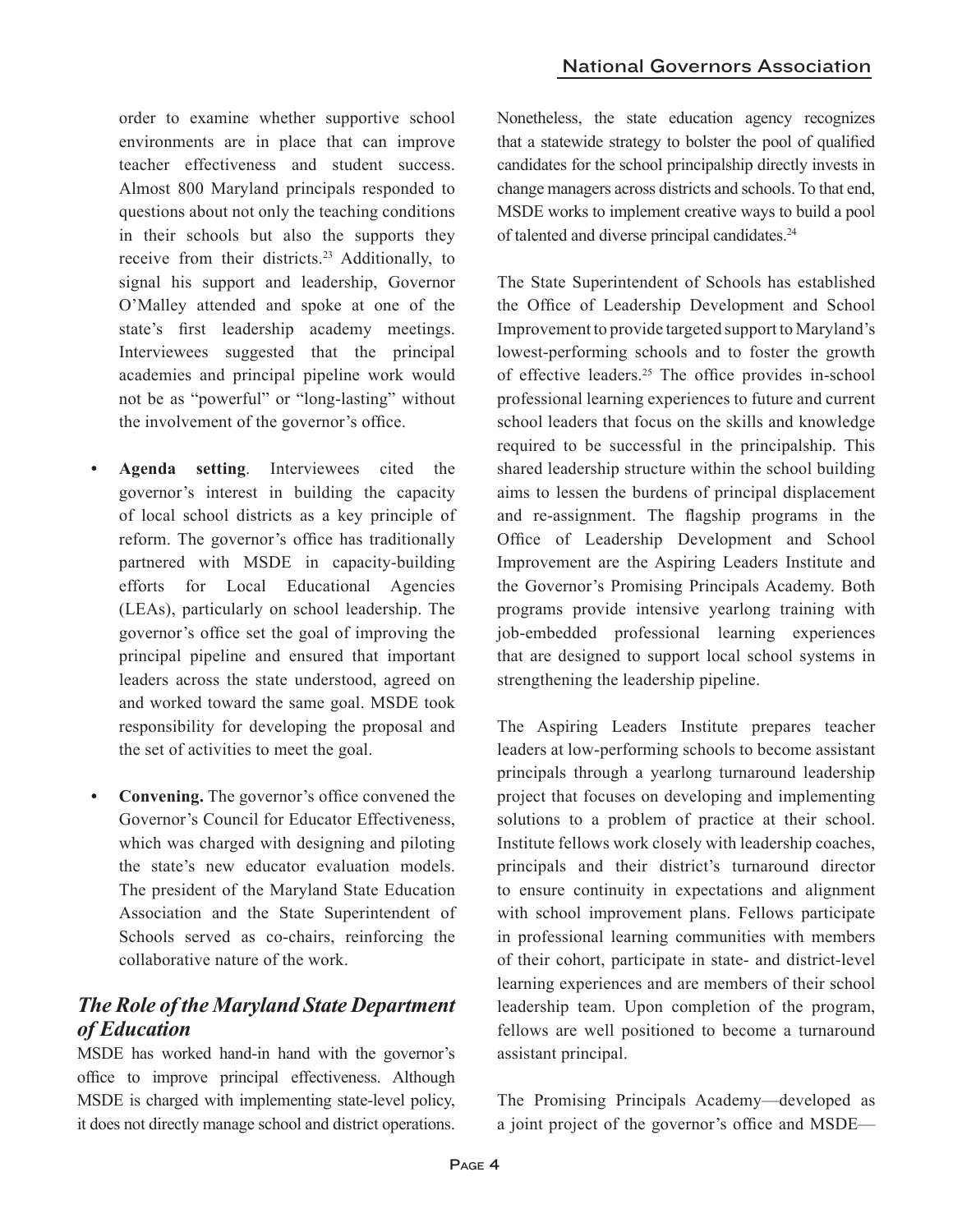order to examine whether supportive school environments are in place that can improve teacher effectiveness and student success. Almost 800 Maryland principals responded to questions about not only the teaching conditions in their schools but also the supports they receive from their districts.[23] Additionally, to signal his support and leadership, Governor O'Malley attended and spoke at one of the state's first leadership academy meetings. Interviewees suggested that the principal academies and principal pipeline work would not be as "powerful" or "long-lasting" without the involvement of the governor's office.

- **Agenda setting**. Interviewees cited the governor's interest in building the capacity of local school districts as a key principle of reform. The governor's office has traditionally partnered with MSDE in capacity-building efforts for Local Educational Agencies (LEAs), particularly on school leadership. The governor's office set the goal of improving the principal pipeline and ensured that important leaders across the state understood, agreed on and worked toward the same goal. MSDE took responsibility for developing the proposal and the set of activities to meet the goal.

- **Convening.** The governor's office convened the Governor's Council for Educator Effectiveness, which was charged with designing and piloting the state's new educator evaluation models. The president of the Maryland State Education Association and the State Superintendent of Schools served as co-chairs, reinforcing the collaborative nature of the work.

## *The Role of the Maryland State Department of Education*

MSDE has worked hand-in hand with the governor's office to improve principal effectiveness. Although MSDE is charged with implementing state-level policy, it does not directly manage school and district operations. Nonetheless, the state education agency recognizes that a statewide strategy to bolster the pool of qualified candidates for the school principalship directly invests in change managers across districts and schools. To that end, MSDE works to implement creative ways to build a pool of talented and diverse principal candidates.[24]

The State Superintendent of Schools has established the Office of Leadership Development and School Improvement to provide targeted support to Maryland's lowest-performing schools and to foster the growth of effective leaders.[25] The office provides in-school professional learning experiences to future and current school leaders that focus on the skills and knowledge required to be successful in the principalship. This shared leadership structure within the school building aims to lessen the burdens of principal displacement and re-assignment. The flagship programs in the Office of Leadership Development and School Improvement are the Aspiring Leaders Institute and the Governor's Promising Principals Academy. Both programs provide intensive yearlong training with job-embedded professional learning experiences that are designed to support local school systems in strengthening the leadership pipeline.

The Aspiring Leaders Institute prepares teacher leaders at low-performing schools to become assistant principals through a yearlong turnaround leadership project that focuses on developing and implementing solutions to a problem of practice at their school. Institute fellows work closely with leadership coaches, principals and their district's turnaround director to ensure continuity in expectations and alignment with school improvement plans. Fellows participate in professional learning communities with members of their cohort, participate in state- and district-level learning experiences and are members of their school leadership team. Upon completion of the program, fellows are well positioned to become a turnaround assistant principal.

The Promising Principals Academy—developed as a joint project of the governor's office and MSDE—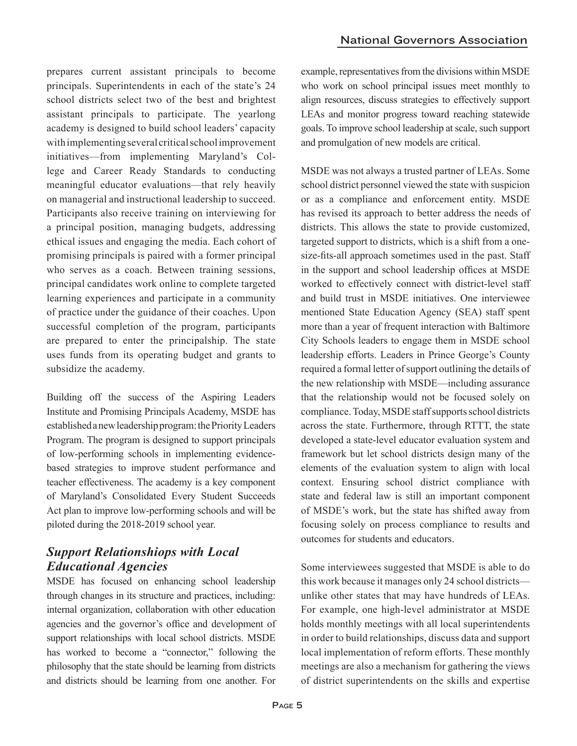prepares current assistant principals to become principals. Superintendents in each of the state's 24 school districts select two of the best and brightest assistant principals to participate. The yearlong academy is designed to build school leaders' capacity with implementing several critical school improvement initiatives—from implementing Maryland's College and Career Ready Standards to conducting meaningful educator evaluations—that rely heavily on managerial and instructional leadership to succeed. Participants also receive training on interviewing for a principal position, managing budgets, addressing ethical issues and engaging the media. Each cohort of promising principals is paired with a former principal who serves as a coach. Between training sessions, principal candidates work online to complete targeted learning experiences and participate in a community of practice under the guidance of their coaches. Upon successful completion of the program, participants are prepared to enter the principalship. The state uses funds from its operating budget and grants to subsidize the academy.

Building off the success of the Aspiring Leaders Institute and Promising Principals Academy, MSDE has established a new leadership program: the Priority Leaders Program. The program is designed to support principals of low-performing schools in implementing evidence-based strategies to improve student performance and teacher effectiveness. The academy is a key component of Maryland's Consolidated Every Student Succeeds Act plan to improve low-performing schools and will be piloted during the 2018-2019 school year.

## *Support Relationshiops with Local Educational Agencies*

MSDE has focused on enhancing school leadership through changes in its structure and practices, including: internal organization, collaboration with other education agencies and the governor's office and development of support relationships with local school districts. MSDE has worked to become a "connector," following the philosophy that the state should be learning from districts and districts should be learning from one another. For example, representatives from the divisions within MSDE who work on school principal issues meet monthly to align resources, discuss strategies to effectively support LEAs and monitor progress toward reaching statewide goals. To improve school leadership at scale, such support and promulgation of new models are critical.

MSDE was not always a trusted partner of LEAs. Some school district personnel viewed the state with suspicion or as a compliance and enforcement entity. MSDE has revised its approach to better address the needs of districts. This allows the state to provide customized, targeted support to districts, which is a shift from a one-size-fits-all approach sometimes used in the past. Staff in the support and school leadership offices at MSDE worked to effectively connect with district-level staff and build trust in MSDE initiatives. One interviewee mentioned State Education Agency (SEA) staff spent more than a year of frequent interaction with Baltimore City Schools leaders to engage them in MSDE school leadership efforts. Leaders in Prince George's County required a formal letter of support outlining the details of the new relationship with MSDE—including assurance that the relationship would not be focused solely on compliance. Today, MSDE staff supports school districts across the state. Furthermore, through RTTT, the state developed a state-level educator evaluation system and framework but let school districts design many of the elements of the evaluation system to align with local context. Ensuring school district compliance with state and federal law is still an important component of MSDE's work, but the state has shifted away from focusing solely on process compliance to results and outcomes for students and educators.

Some interviewees suggested that MSDE is able to do this work because it manages only 24 school districts—unlike other states that may have hundreds of LEAs. For example, one high-level administrator at MSDE holds monthly meetings with all local superintendents in order to build relationships, discuss data and support local implementation of reform efforts. These monthly meetings are also a mechanism for gathering the views of district superintendents on the skills and expertise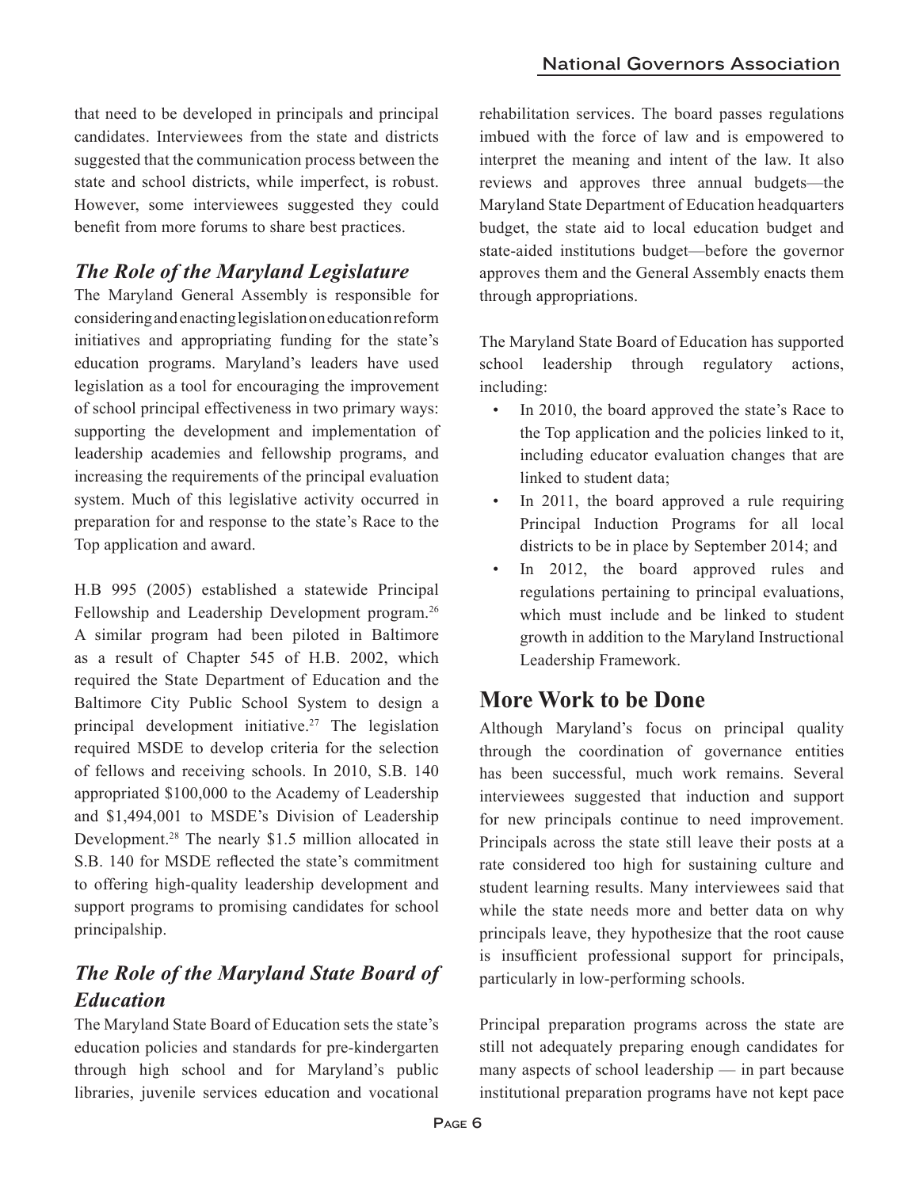that need to be developed in principals and principal candidates. Interviewees from the state and districts suggested that the communication process between the state and school districts, while imperfect, is robust. However, some interviewees suggested they could benefit from more forums to share best practices.

### *The Role of the Maryland Legislature*

The Maryland General Assembly is responsible for considering and enacting legislation on education reform initiatives and appropriating funding for the state's education programs. Maryland's leaders have used legislation as a tool for encouraging the improvement of school principal effectiveness in two primary ways: supporting the development and implementation of leadership academies and fellowship programs, and increasing the requirements of the principal evaluation system. Much of this legislative activity occurred in preparation for and response to the state's Race to the Top application and award.

H.B 995 (2005) established a statewide Principal Fellowship and Leadership Development program.[26] A similar program had been piloted in Baltimore as a result of Chapter 545 of H.B. 2002, which required the State Department of Education and the Baltimore City Public School System to design a principal development initiative.[27] The legislation required MSDE to develop criteria for the selection of fellows and receiving schools. In 2010, S.B. 140 appropriated $100,000 to the Academy of Leadership and $1,494,001 to MSDE's Division of Leadership Development.[28] The nearly $1.5 million allocated in S.B. 140 for MSDE reflected the state's commitment to offering high-quality leadership development and support programs to promising candidates for school principalship.

### *The Role of the Maryland State Board of Education*

The Maryland State Board of Education sets the state's education policies and standards for pre-kindergarten through high school and for Maryland's public libraries, juvenile services education and vocational rehabilitation services. The board passes regulations imbued with the force of law and is empowered to interpret the meaning and intent of the law. It also reviews and approves three annual budgets—the Maryland State Department of Education headquarters budget, the state aid to local education budget and state-aided institutions budget—before the governor approves them and the General Assembly enacts them through appropriations.

The Maryland State Board of Education has supported school leadership through regulatory actions, including:

- In 2010, the board approved the state's Race to the Top application and the policies linked to it, including educator evaluation changes that are linked to student data;
- In 2011, the board approved a rule requiring Principal Induction Programs for all local districts to be in place by September 2014; and
- In 2012, the board approved rules and regulations pertaining to principal evaluations, which must include and be linked to student growth in addition to the Maryland Instructional Leadership Framework.

## More Work to be Done

Although Maryland's focus on principal quality through the coordination of governance entities has been successful, much work remains. Several interviewees suggested that induction and support for new principals continue to need improvement. Principals across the state still leave their posts at a rate considered too high for sustaining culture and student learning results. Many interviewees said that while the state needs more and better data on why principals leave, they hypothesize that the root cause is insufficient professional support for principals, particularly in low-performing schools.

Principal preparation programs across the state are still not adequately preparing enough candidates for many aspects of school leadership — in part because institutional preparation programs have not kept pace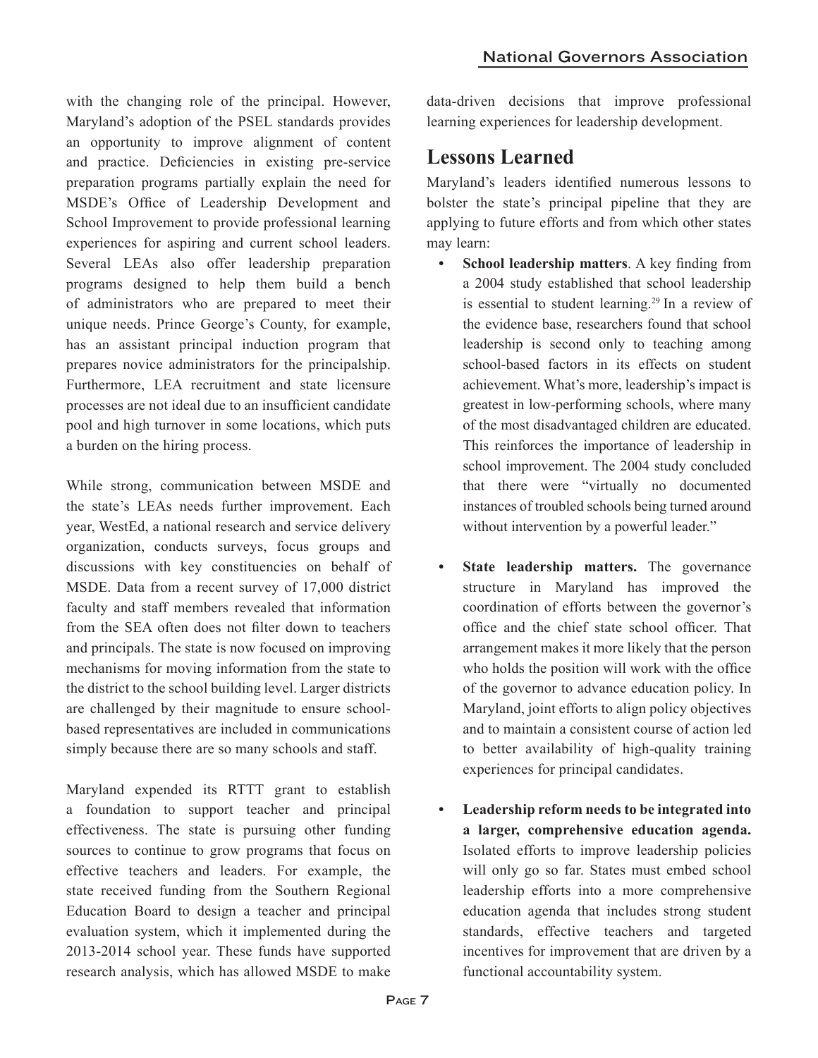with the changing role of the principal. However, Maryland's adoption of the PSEL standards provides an opportunity to improve alignment of content and practice. Deficiencies in existing pre-service preparation programs partially explain the need for MSDE's Office of Leadership Development and School Improvement to provide professional learning experiences for aspiring and current school leaders. Several LEAs also offer leadership preparation programs designed to help them build a bench of administrators who are prepared to meet their unique needs. Prince George's County, for example, has an assistant principal induction program that prepares novice administrators for the principalship. Furthermore, LEA recruitment and state licensure processes are not ideal due to an insufficient candidate pool and high turnover in some locations, which puts a burden on the hiring process.

While strong, communication between MSDE and the state's LEAs needs further improvement. Each year, WestEd, a national research and service delivery organization, conducts surveys, focus groups and discussions with key constituencies on behalf of MSDE. Data from a recent survey of 17,000 district faculty and staff members revealed that information from the SEA often does not filter down to teachers and principals. The state is now focused on improving mechanisms for moving information from the state to the district to the school building level. Larger districts are challenged by their magnitude to ensure school-based representatives are included in communications simply because there are so many schools and staff.

Maryland expended its RTTT grant to establish a foundation to support teacher and principal effectiveness. The state is pursuing other funding sources to continue to grow programs that focus on effective teachers and leaders. For example, the state received funding from the Southern Regional Education Board to design a teacher and principal evaluation system, which it implemented during the 2013-2014 school year. These funds have supported research analysis, which has allowed MSDE to make data-driven decisions that improve professional learning experiences for leadership development.

## Lessons Learned

Maryland's leaders identified numerous lessons to bolster the state's principal pipeline that they are applying to future efforts and from which other states may learn:

- **School leadership matters**. A key finding from a 2004 study established that school leadership is essential to student learning.[29] In a review of the evidence base, researchers found that school leadership is second only to teaching among school-based factors in its effects on student achievement. What's more, leadership's impact is greatest in low-performing schools, where many of the most disadvantaged children are educated. This reinforces the importance of leadership in school improvement. The 2004 study concluded that there were "virtually no documented instances of troubled schools being turned around without intervention by a powerful leader."

- **State leadership matters.** The governance structure in Maryland has improved the coordination of efforts between the governor's office and the chief state school officer. That arrangement makes it more likely that the person who holds the position will work with the office of the governor to advance education policy. In Maryland, joint efforts to align policy objectives and to maintain a consistent course of action led to better availability of high-quality training experiences for principal candidates.

- **Leadership reform needs to be integrated into a larger, comprehensive education agenda.** Isolated efforts to improve leadership policies will only go so far. States must embed school leadership efforts into a more comprehensive education agenda that includes strong student standards, effective teachers and targeted incentives for improvement that are driven by a functional accountability system.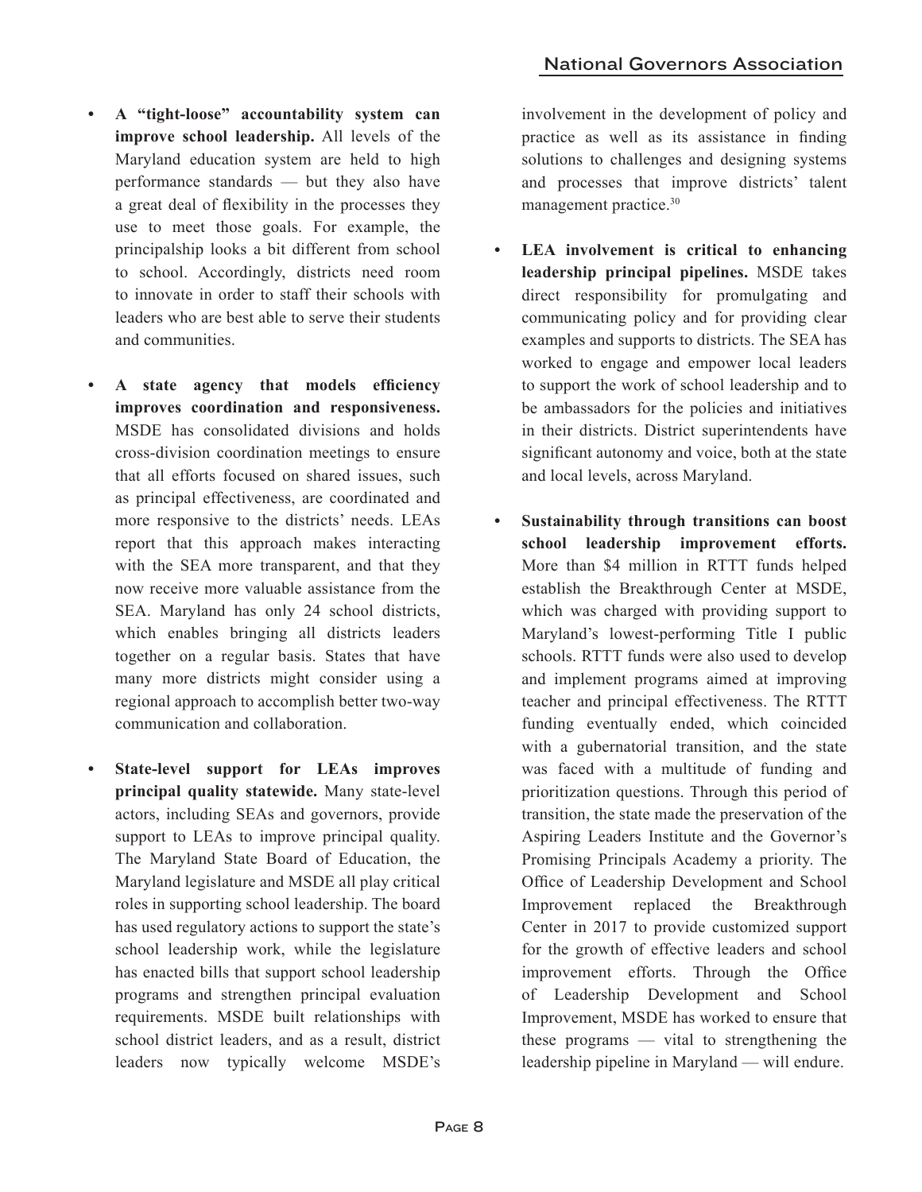- **A "tight-loose" accountability system can improve school leadership.** All levels of the Maryland education system are held to high performance standards — but they also have a great deal of flexibility in the processes they use to meet those goals. For example, the principalship looks a bit different from school to school. Accordingly, districts need room to innovate in order to staff their schools with leaders who are best able to serve their students and communities.

- **A state agency that models efficiency improves coordination and responsiveness.** MSDE has consolidated divisions and holds cross-division coordination meetings to ensure that all efforts focused on shared issues, such as principal effectiveness, are coordinated and more responsive to the districts' needs. LEAs report that this approach makes interacting with the SEA more transparent, and that they now receive more valuable assistance from the SEA. Maryland has only 24 school districts, which enables bringing all districts leaders together on a regular basis. States that have many more districts might consider using a regional approach to accomplish better two-way communication and collaboration.

- **State-level support for LEAs improves principal quality statewide.** Many state-level actors, including SEAs and governors, provide support to LEAs to improve principal quality. The Maryland State Board of Education, the Maryland legislature and MSDE all play critical roles in supporting school leadership. The board has used regulatory actions to support the state's school leadership work, while the legislature has enacted bills that support school leadership programs and strengthen principal evaluation requirements. MSDE built relationships with school district leaders, and as a result, district leaders now typically welcome MSDE's involvement in the development of policy and practice as well as its assistance in finding solutions to challenges and designing systems and processes that improve districts' talent management practice.[30]

- **LEA involvement is critical to enhancing leadership principal pipelines.** MSDE takes direct responsibility for promulgating and communicating policy and for providing clear examples and supports to districts. The SEA has worked to engage and empower local leaders to support the work of school leadership and to be ambassadors for the policies and initiatives in their districts. District superintendents have significant autonomy and voice, both at the state and local levels, across Maryland.

- **Sustainability through transitions can boost school leadership improvement efforts.** More than $4 million in RTTT funds helped establish the Breakthrough Center at MSDE, which was charged with providing support to Maryland's lowest-performing Title I public schools. RTTT funds were also used to develop and implement programs aimed at improving teacher and principal effectiveness. The RTTT funding eventually ended, which coincided with a gubernatorial transition, and the state was faced with a multitude of funding and prioritization questions. Through this period of transition, the state made the preservation of the Aspiring Leaders Institute and the Governor's Promising Principals Academy a priority. The Office of Leadership Development and School Improvement replaced the Breakthrough Center in 2017 to provide customized support for the growth of effective leaders and school improvement efforts. Through the Office of Leadership Development and School Improvement, MSDE has worked to ensure that these programs — vital to strengthening the leadership pipeline in Maryland — will endure.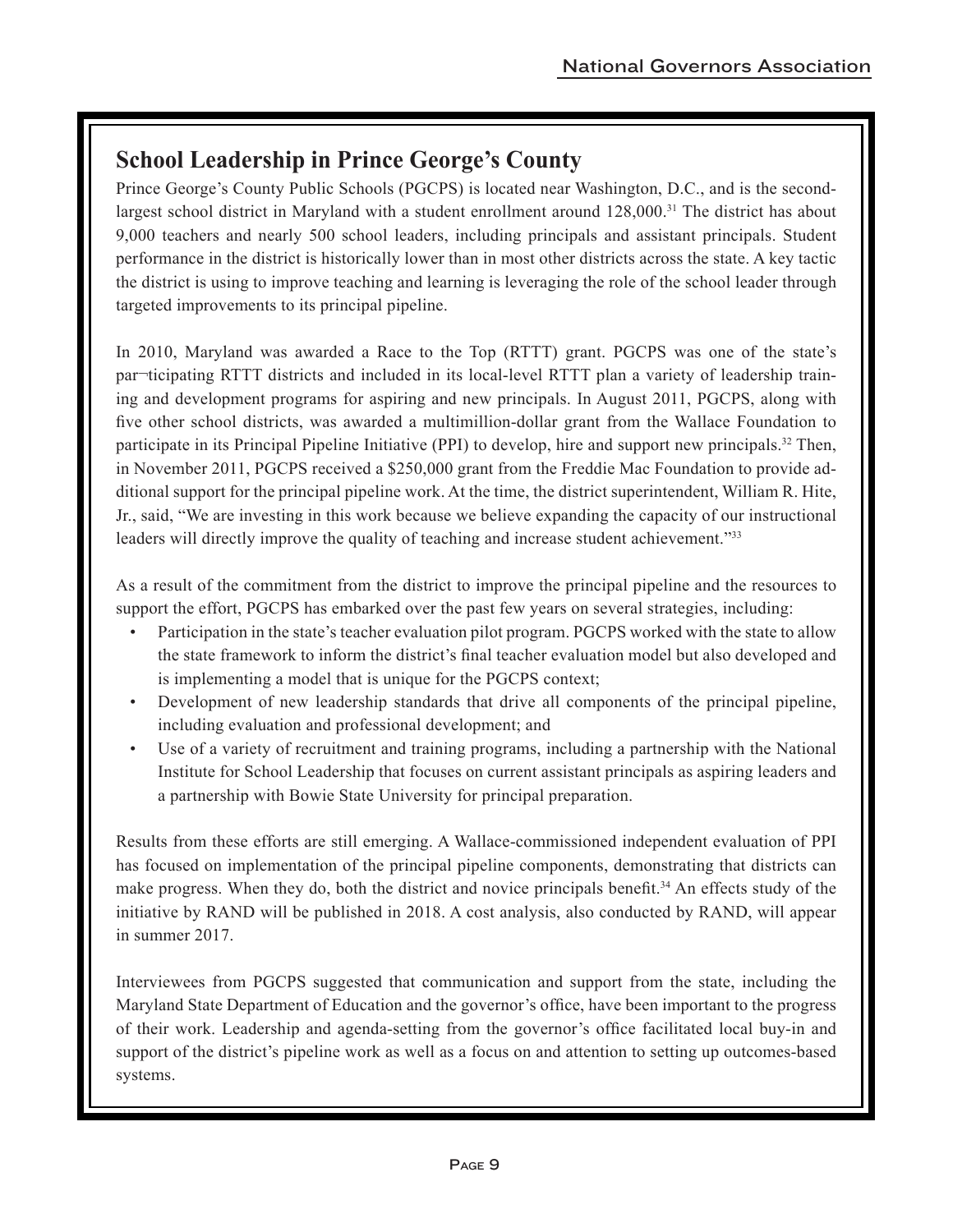## School Leadership in Prince George's County

Prince George's County Public Schools (PGCPS) is located near Washington, D.C., and is the second-largest school district in Maryland with a student enrollment around 128,000.[31] The district has about 9,000 teachers and nearly 500 school leaders, including principals and assistant principals. Student performance in the district is historically lower than in most other districts across the state. A key tactic the district is using to improve teaching and learning is leveraging the role of the school leader through targeted improvements to its principal pipeline.

In 2010, Maryland was awarded a Race to the Top (RTTT) grant. PGCPS was one of the state's par¬ticipating RTTT districts and included in its local-level RTTT plan a variety of leadership training and development programs for aspiring and new principals. In August 2011, PGCPS, along with five other school districts, was awarded a multimillion-dollar grant from the Wallace Foundation to participate in its Principal Pipeline Initiative (PPI) to develop, hire and support new principals.[32] Then, in November 2011, PGCPS received a $250,000 grant from the Freddie Mac Foundation to provide additional support for the principal pipeline work. At the time, the district superintendent, William R. Hite, Jr., said, "We are investing in this work because we believe expanding the capacity of our instructional leaders will directly improve the quality of teaching and increase student achievement."[33]

As a result of the commitment from the district to improve the principal pipeline and the resources to support the effort, PGCPS has embarked over the past few years on several strategies, including:

- Participation in the state's teacher evaluation pilot program. PGCPS worked with the state to allow the state framework to inform the district's final teacher evaluation model but also developed and is implementing a model that is unique for the PGCPS context;
- Development of new leadership standards that drive all components of the principal pipeline, including evaluation and professional development; and
- Use of a variety of recruitment and training programs, including a partnership with the National Institute for School Leadership that focuses on current assistant principals as aspiring leaders and a partnership with Bowie State University for principal preparation.

Results from these efforts are still emerging. A Wallace-commissioned independent evaluation of PPI has focused on implementation of the principal pipeline components, demonstrating that districts can make progress. When they do, both the district and novice principals benefit.[34] An effects study of the initiative by RAND will be published in 2018. A cost analysis, also conducted by RAND, will appear in summer 2017.

Interviewees from PGCPS suggested that communication and support from the state, including the Maryland State Department of Education and the governor's office, have been important to the progress of their work. Leadership and agenda-setting from the governor's office facilitated local buy-in and support of the district's pipeline work as well as a focus on and attention to setting up outcomes-based systems.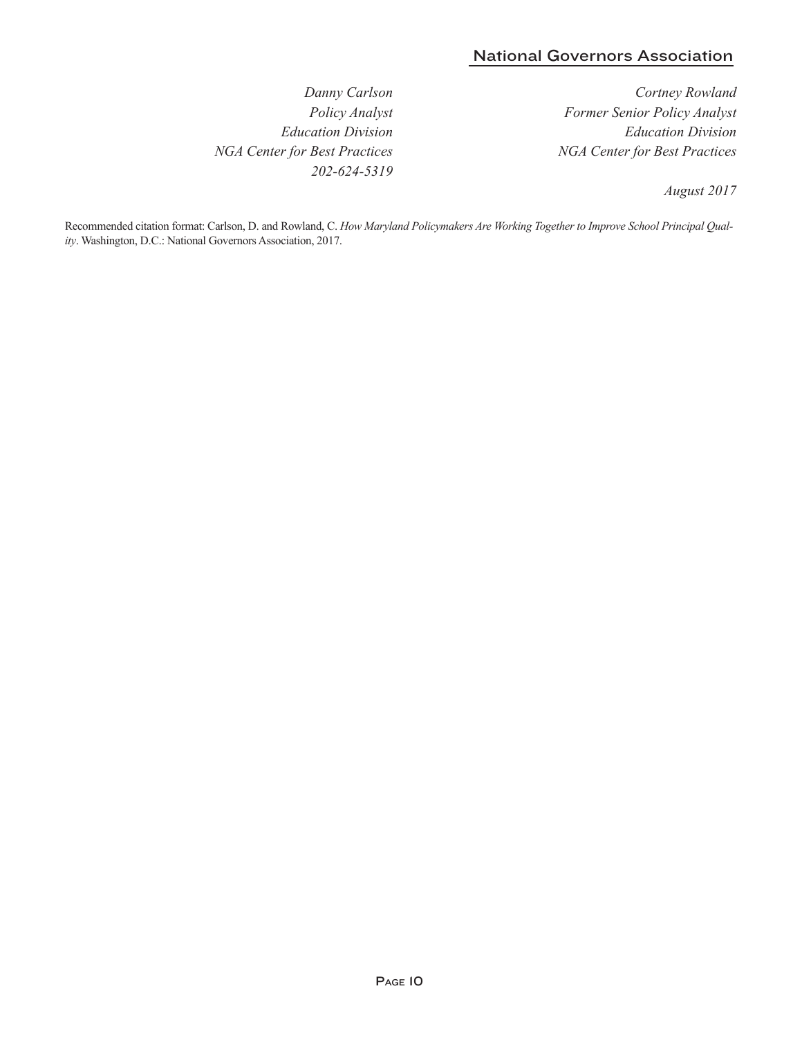*Danny Carlson*
*Policy Analyst*
*Education Division*
*NGA Center for Best Practices*
*202-624-5319*

*Cortney Rowland*
*Former Senior Policy Analyst*
*Education Division*
*NGA Center for Best Practices*

*August 2017*

Recommended citation format: Carlson, D. and Rowland, C. *How Maryland Policymakers Are Working Together to Improve School Principal Quality*. Washington, D.C.: National Governors Association, 2017.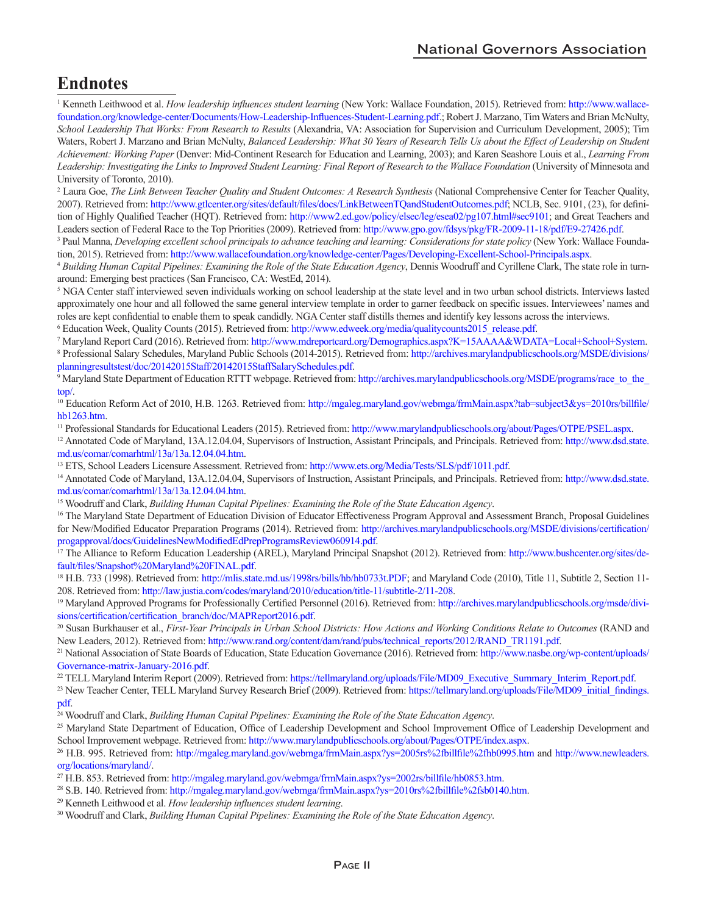# Endnotes

[1] Kenneth Leithwood et al. *How leadership influences student learning* (New York: Wallace Foundation, 2015). Retrieved from: http://www.wallacefoundation.org/knowledge-center/Documents/How-Leadership-Influences-Student-Learning.pdf.; Robert J. Marzano, Tim Waters and Brian McNulty, *School Leadership That Works: From Research to Results* (Alexandria, VA: Association for Supervision and Curriculum Development, 2005); Tim Waters, Robert J. Marzano and Brian McNulty, *Balanced Leadership: What 30 Years of Research Tells Us about the Effect of Leadership on Student Achievement: Working Paper* (Denver: Mid-Continent Research for Education and Learning, 2003); and Karen Seashore Louis et al., *Learning From Leadership: Investigating the Links to Improved Student Learning: Final Report of Research to the Wallace Foundation* (University of Minnesota and University of Toronto, 2010).

[2] Laura Goe, *The Link Between Teacher Quality and Student Outcomes: A Research Synthesis* (National Comprehensive Center for Teacher Quality, 2007). Retrieved from: http://www.gtlcenter.org/sites/default/files/docs/LinkBetweenTQandStudentOutcomes.pdf; NCLB, Sec. 9101, (23), for definition of Highly Qualified Teacher (HQT). Retrieved from: http://www2.ed.gov/policy/elsec/leg/esea02/pg107.html#sec9101; and Great Teachers and Leaders section of Federal Race to the Top Priorities (2009). Retrieved from: http://www.gpo.gov/fdsys/pkg/FR-2009-11-18/pdf/E9-27426.pdf.

[3] Paul Manna, *Developing excellent school principals to advance teaching and learning: Considerations for state policy* (New York: Wallace Foundation, 2015). Retrieved from: http://www.wallacefoundation.org/knowledge-center/Pages/Developing-Excellent-School-Principals.aspx.

[4] *Building Human Capital Pipelines: Examining the Role of the State Education Agency*, Dennis Woodruff and Cyrillene Clark, The state role in turnaround: Emerging best practices (San Francisco, CA: WestEd, 2014).

[5] NGA Center staff interviewed seven individuals working on school leadership at the state level and in two urban school districts. Interviews lasted approximately one hour and all followed the same general interview template in order to garner feedback on specific issues. Interviewees' names and roles are kept confidential to enable them to speak candidly. NGA Center staff distills themes and identify key lessons across the interviews.

[6] Education Week, Quality Counts (2015). Retrieved from: http://www.edweek.org/media/qualitycounts2015_release.pdf.

[7] Maryland Report Card (2016). Retrieved from: http://www.mdreportcard.org/Demographics.aspx?K=15AAAA&WDATA=Local+School+System.

[8] Professional Salary Schedules, Maryland Public Schools (2014-2015). Retrieved from: http://archives.marylandpublicschools.org/MSDE/divisions/planningresultstest/doc/20142015Staff/20142015StaffSalarySchedules.pdf.

[9] Maryland State Department of Education RTTT webpage. Retrieved from: http://archives.marylandpublicschools.org/MSDE/programs/race_to_the_top/.

[10] Education Reform Act of 2010, H.B. 1263. Retrieved from: http://mgaleg.maryland.gov/webmga/frmMain.aspx?tab=subject3&ys=2010rs/billfile/hb1263.htm.

[11] Professional Standards for Educational Leaders (2015). Retrieved from: http://www.marylandpublicschools.org/about/Pages/OTPE/PSEL.aspx.

[12] Annotated Code of Maryland, 13A.12.04.04, Supervisors of Instruction, Assistant Principals, and Principals. Retrieved from: http://www.dsd.state.md.us/comar/comarhtml/13a/13a.12.04.04.htm.

[13] ETS, School Leaders Licensure Assessment. Retrieved from: http://www.ets.org/Media/Tests/SLS/pdf/1011.pdf.

[14] Annotated Code of Maryland, 13A.12.04.04, Supervisors of Instruction, Assistant Principals, and Principals. Retrieved from: http://www.dsd.state.md.us/comar/comarhtml/13a/13a.12.04.04.htm.

[15] Woodruff and Clark, *Building Human Capital Pipelines: Examining the Role of the State Education Agency*.

[16] The Maryland State Department of Education Division of Educator Effectiveness Program Approval and Assessment Branch, Proposal Guidelines for New/Modified Educator Preparation Programs (2014). Retrieved from: http://archives.marylandpublicschools.org/MSDE/divisions/certification/progapproval/docs/GuidelinesNewModifiedEdPrepProgramsReview060914.pdf.

[17] The Alliance to Reform Education Leadership (AREL), Maryland Principal Snapshot (2012). Retrieved from: http://www.bushcenter.org/sites/default/files/Snapshot%20Maryland%20FINAL.pdf.

[18] H.B. 733 (1998). Retrieved from: http://mlis.state.md.us/1998rs/bills/hb/hb0733t.PDF; and Maryland Code (2010), Title 11, Subtitle 2, Section 11-208. Retrieved from: http://law.justia.com/codes/maryland/2010/education/title-11/subtitle-2/11-208.

[19] Maryland Approved Programs for Professionally Certified Personnel (2016). Retrieved from: http://archives.marylandpublicschools.org/msde/divisions/certification/certification_branch/doc/MAPReport2016.pdf.

[20] Susan Burkhauser et al., *First-Year Principals in Urban School Districts: How Actions and Working Conditions Relate to Outcomes* (RAND and New Leaders, 2012). Retrieved from: http://www.rand.org/content/dam/rand/pubs/technical_reports/2012/RAND_TR1191.pdf.

[21] National Association of State Boards of Education, State Education Governance (2016). Retrieved from: http://www.nasbe.org/wp-content/uploads/Governance-matrix-January-2016.pdf.

[22] TELL Maryland Interim Report (2009). Retrieved from: https://tellmaryland.org/uploads/File/MD09_Executive_Summary_Interim_Report.pdf.

[23] New Teacher Center, TELL Maryland Survey Research Brief (2009). Retrieved from: https://tellmaryland.org/uploads/File/MD09_initial_findings.pdf.

[24] Woodruff and Clark, *Building Human Capital Pipelines: Examining the Role of the State Education Agency*.

[25] Maryland State Department of Education, Office of Leadership Development and School Improvement Office of Leadership Development and School Improvement webpage. Retrieved from: http://www.marylandpublicschools.org/about/Pages/OTPE/index.aspx.

[26] H.B. 995. Retrieved from: http://mgaleg.maryland.gov/webmga/frmMain.aspx?ys=2005rs%2fbillfile%2fhb0995.htm and http://www.newleaders.org/locations/maryland/.

[27] H.B. 853. Retrieved from: http://mgaleg.maryland.gov/webmga/frmMain.aspx?ys=2002rs/billfile/hb0853.htm.

[28] S.B. 140. Retrieved from: http://mgaleg.maryland.gov/webmga/frmMain.aspx?ys=2010rs%2fbillfile%2fsb0140.htm.

[29] Kenneth Leithwood et al. *How leadership influences student learning*.

[30] Woodruff and Clark, *Building Human Capital Pipelines: Examining the Role of the State Education Agency*.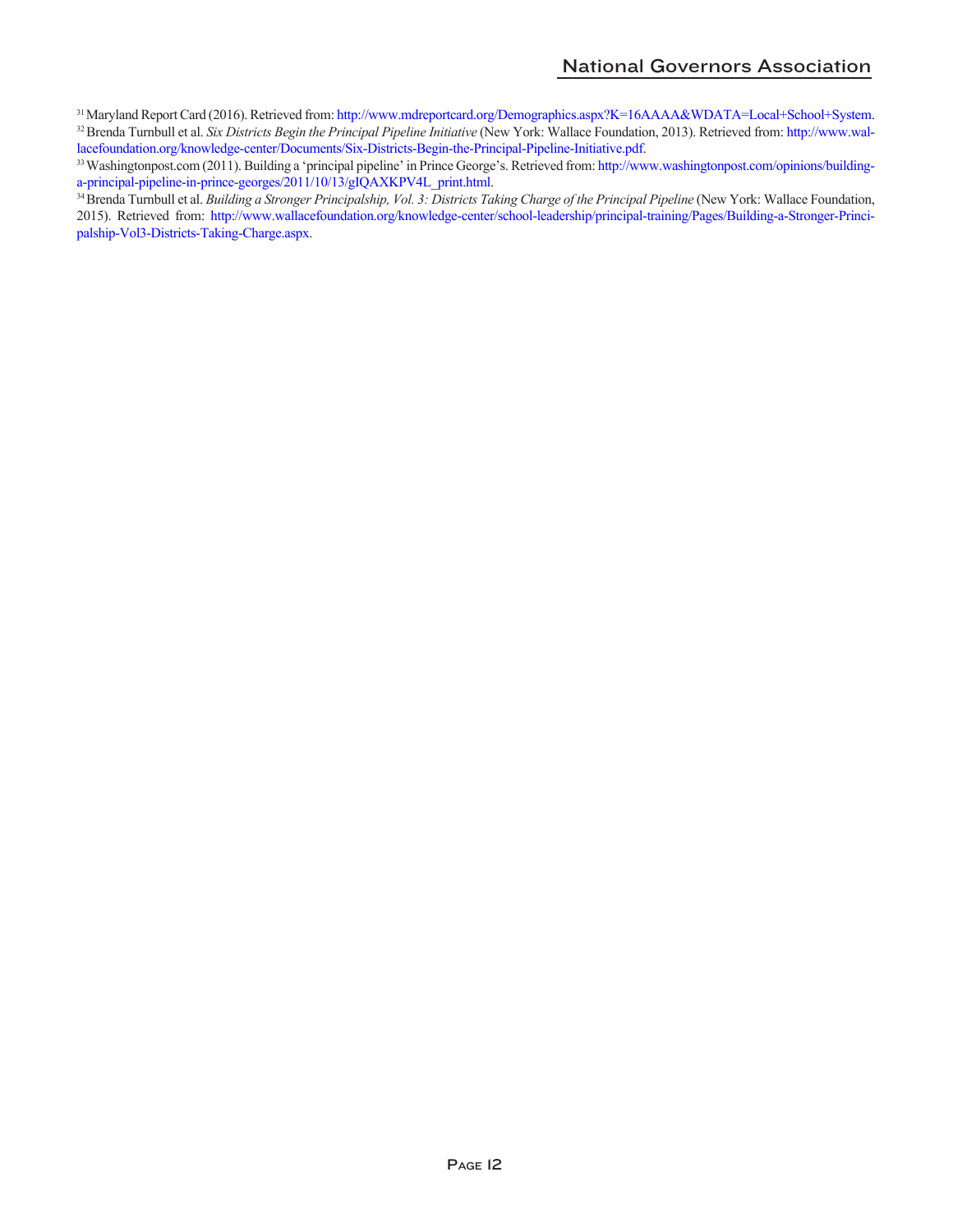[31] Maryland Report Card (2016). Retrieved from: http://www.mdreportcard.org/Demographics.aspx?K=16AAAA&WDATA=Local+School+System.

[32] Brenda Turnbull et al. *Six Districts Begin the Principal Pipeline Initiative* (New York: Wallace Foundation, 2013). Retrieved from: http://www.wallacefoundation.org/knowledge-center/Documents/Six-Districts-Begin-the-Principal-Pipeline-Initiative.pdf.

[33] Washingtonpost.com (2011). Building a 'principal pipeline' in Prince George's. Retrieved from: http://www.washingtonpost.com/opinions/building-a-principal-pipeline-in-prince-georges/2011/10/13/gIQAXKPV4L_print.html.

[34] Brenda Turnbull et al. *Building a Stronger Principalship, Vol. 3: Districts Taking Charge of the Principal Pipeline* (New York: Wallace Foundation, 2015). Retrieved from: http://www.wallacefoundation.org/knowledge-center/school-leadership/principal-training/Pages/Building-a-Stronger-Principalship-Vol3-Districts-Taking-Charge.aspx.